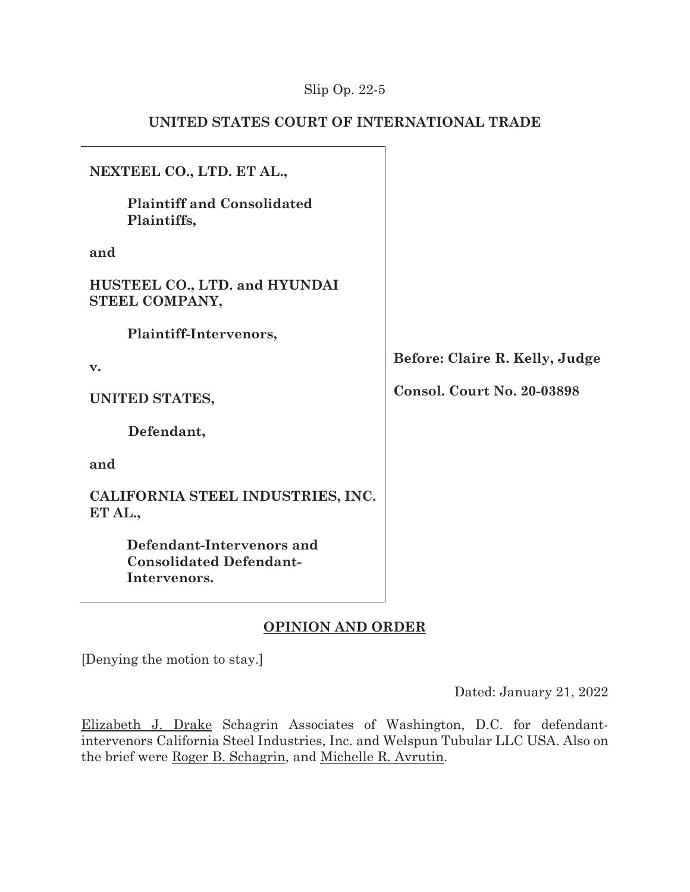Slip Op. 22-5

## UNITED STATES COURT OF INTERNATIONAL TRADE

**NEXTEEL CO., LTD. ET AL.,**

**Plaintiff and Consolidated Plaintiffs,**

**and**

**HUSTEEL CO., LTD. and HYUNDAI STEEL COMPANY,**

**Plaintiff-Intervenors,**

**v.**

**UNITED STATES,**

**Defendant,**

**and**

**CALIFORNIA STEEL INDUSTRIES, INC. ET AL.,**

**Defendant-Intervenors and Consolidated Defendant-Intervenors.**

**Before: Claire R. Kelly, Judge**

**Consol. Court No. 20-03898**

## OPINION AND ORDER

[Denying the motion to stay.]

Dated: January 21, 2022

Elizabeth J. Drake Schagrin Associates of Washington, D.C. for defendant-intervenors California Steel Industries, Inc. and Welspun Tubular LLC USA. Also on the brief were Roger B. Schagrin, and Michelle R. Avrutin.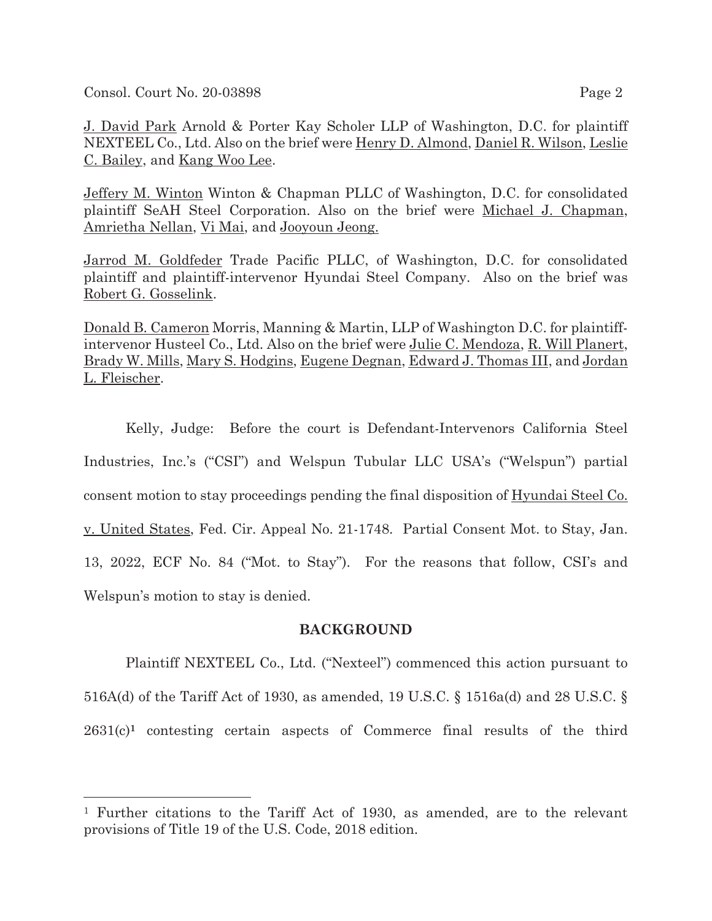J. David Park Arnold & Porter Kay Scholer LLP of Washington, D.C. for plaintiff NEXTEEL Co., Ltd. Also on the brief were Henry D. Almond, Daniel R. Wilson, Leslie C. Bailey, and Kang Woo Lee.

Jeffery M. Winton Winton & Chapman PLLC of Washington, D.C. for consolidated plaintiff SeAH Steel Corporation. Also on the brief were Michael J. Chapman, Amrietha Nellan, Vi Mai, and Jooyoun Jeong.

Jarrod M. Goldfeder Trade Pacific PLLC, of Washington, D.C. for consolidated plaintiff and plaintiff-intervenor Hyundai Steel Company. Also on the brief was Robert G. Gosselink.

Donald B. Cameron Morris, Manning & Martin, LLP of Washington D.C. for plaintiff-intervenor Husteel Co., Ltd. Also on the brief were Julie C. Mendoza, R. Will Planert, Brady W. Mills, Mary S. Hodgins, Eugene Degnan, Edward J. Thomas III, and Jordan L. Fleischer.

Kelly, Judge: Before the court is Defendant-Intervenors California Steel Industries, Inc.'s ("CSI") and Welspun Tubular LLC USA's ("Welspun") partial consent motion to stay proceedings pending the final disposition of Hyundai Steel Co. v. United States, Fed. Cir. Appeal No. 21-1748. Partial Consent Mot. to Stay, Jan. 13, 2022, ECF No. 84 ("Mot. to Stay"). For the reasons that follow, CSI's and Welspun's motion to stay is denied.

## BACKGROUND

Plaintiff NEXTEEL Co., Ltd. ("Nexteel") commenced this action pursuant to 516A(d) of the Tariff Act of 1930, as amended, 19 U.S.C. § 1516a(d) and 28 U.S.C. § 2631(c)[1] contesting certain aspects of Commerce final results of the third

[1] Further citations to the Tariff Act of 1930, as amended, are to the relevant provisions of Title 19 of the U.S. Code, 2018 edition.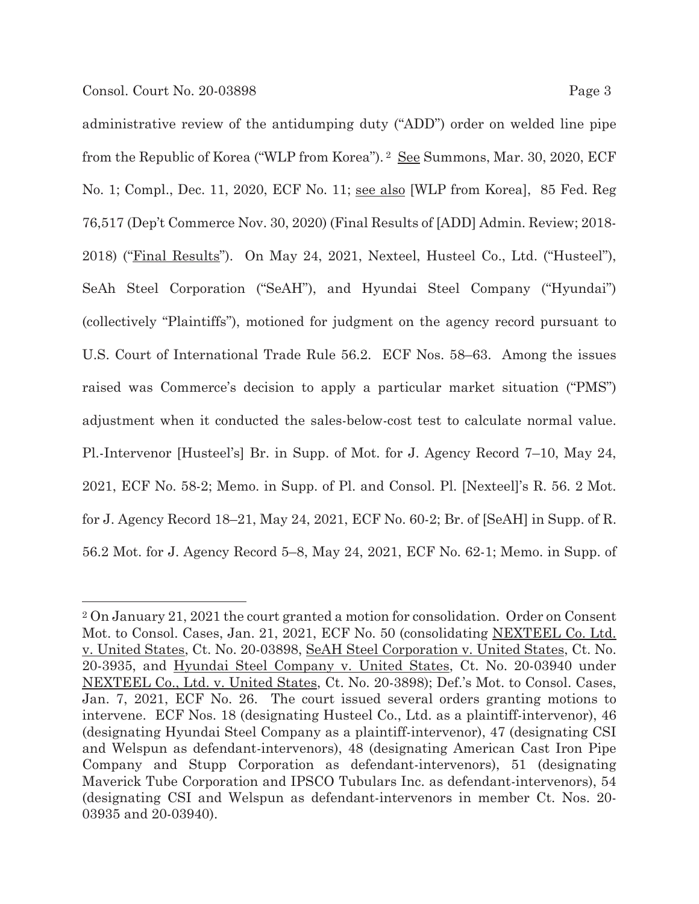administrative review of the antidumping duty ("ADD") order on welded line pipe from the Republic of Korea ("WLP from Korea").[2] See Summons, Mar. 30, 2020, ECF No. 1; Compl., Dec. 11, 2020, ECF No. 11; see also [WLP from Korea], 85 Fed. Reg 76,517 (Dep't Commerce Nov. 30, 2020) (Final Results of [ADD] Admin. Review; 2018-2018) ("Final Results"). On May 24, 2021, Nexteel, Husteel Co., Ltd. ("Husteel"), SeAh Steel Corporation ("SeAH"), and Hyundai Steel Company ("Hyundai") (collectively "Plaintiffs"), motioned for judgment on the agency record pursuant to U.S. Court of International Trade Rule 56.2. ECF Nos. 58–63. Among the issues raised was Commerce's decision to apply a particular market situation ("PMS") adjustment when it conducted the sales-below-cost test to calculate normal value. Pl.-Intervenor [Husteel's] Br. in Supp. of Mot. for J. Agency Record 7–10, May 24, 2021, ECF No. 58-2; Memo. in Supp. of Pl. and Consol. Pl. [Nexteel]'s R. 56. 2 Mot. for J. Agency Record 18–21, May 24, 2021, ECF No. 60-2; Br. of [SeAH] in Supp. of R. 56.2 Mot. for J. Agency Record 5–8, May 24, 2021, ECF No. 62-1; Memo. in Supp. of

---

[2] On January 21, 2021 the court granted a motion for consolidation. Order on Consent Mot. to Consol. Cases, Jan. 21, 2021, ECF No. 50 (consolidating NEXTEEL Co. Ltd. v. United States, Ct. No. 20-03898, SeAH Steel Corporation v. United States, Ct. No. 20-3935, and Hyundai Steel Company v. United States, Ct. No. 20-03940 under NEXTEEL Co., Ltd. v. United States, Ct. No. 20-3898); Def.'s Mot. to Consol. Cases, Jan. 7, 2021, ECF No. 26. The court issued several orders granting motions to intervene. ECF Nos. 18 (designating Husteel Co., Ltd. as a plaintiff-intervenor), 46 (designating Hyundai Steel Company as a plaintiff-intervenor), 47 (designating CSI and Welspun as defendant-intervenors), 48 (designating American Cast Iron Pipe Company and Stupp Corporation as defendant-intervenors), 51 (designating Maverick Tube Corporation and IPSCO Tubulars Inc. as defendant-intervenors), 54 (designating CSI and Welspun as defendant-intervenors in member Ct. Nos. 20-03935 and 20-03940).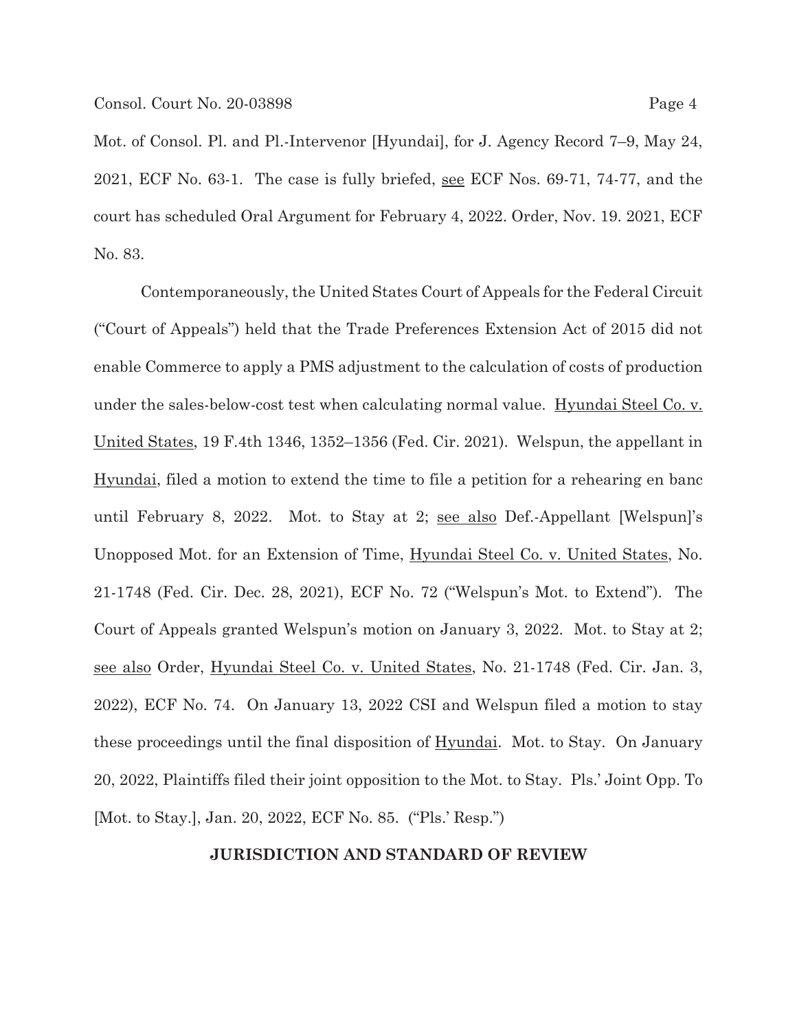Mot. of Consol. Pl. and Pl.-Intervenor [Hyundai], for J. Agency Record 7–9, May 24, 2021, ECF No. 63-1. The case is fully briefed, see ECF Nos. 69-71, 74-77, and the court has scheduled Oral Argument for February 4, 2022. Order, Nov. 19. 2021, ECF No. 83.

Contemporaneously, the United States Court of Appeals for the Federal Circuit ("Court of Appeals") held that the Trade Preferences Extension Act of 2015 did not enable Commerce to apply a PMS adjustment to the calculation of costs of production under the sales-below-cost test when calculating normal value. Hyundai Steel Co. v. United States, 19 F.4th 1346, 1352–1356 (Fed. Cir. 2021). Welspun, the appellant in Hyundai, filed a motion to extend the time to file a petition for a rehearing en banc until February 8, 2022. Mot. to Stay at 2; see also Def.-Appellant [Welspun]'s Unopposed Mot. for an Extension of Time, Hyundai Steel Co. v. United States, No. 21-1748 (Fed. Cir. Dec. 28, 2021), ECF No. 72 ("Welspun's Mot. to Extend"). The Court of Appeals granted Welspun's motion on January 3, 2022. Mot. to Stay at 2; see also Order, Hyundai Steel Co. v. United States, No. 21-1748 (Fed. Cir. Jan. 3, 2022), ECF No. 74. On January 13, 2022 CSI and Welspun filed a motion to stay these proceedings until the final disposition of Hyundai. Mot. to Stay. On January 20, 2022, Plaintiffs filed their joint opposition to the Mot. to Stay. Pls.' Joint Opp. To [Mot. to Stay.], Jan. 20, 2022, ECF No. 85. ("Pls.' Resp.")

## JURISDICTION AND STANDARD OF REVIEW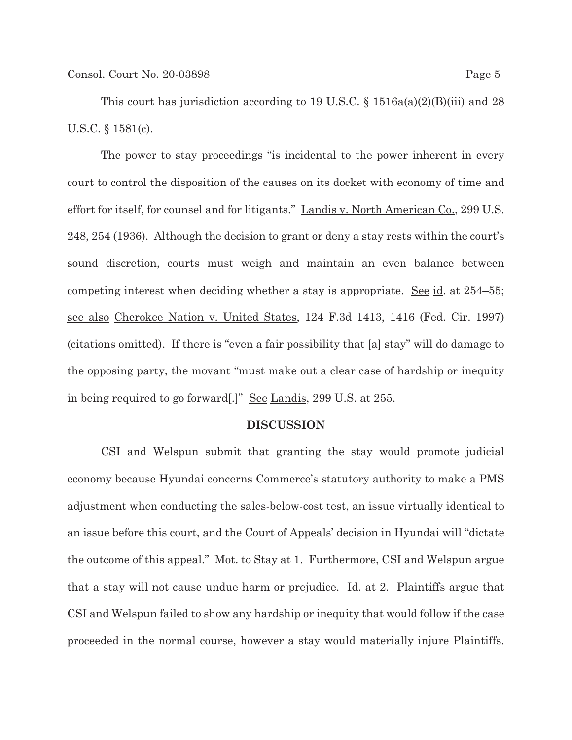This court has jurisdiction according to 19 U.S.C. § 1516a(a)(2)(B)(iii) and 28 U.S.C. § 1581(c).

The power to stay proceedings "is incidental to the power inherent in every court to control the disposition of the causes on its docket with economy of time and effort for itself, for counsel and for litigants." Landis v. North American Co., 299 U.S. 248, 254 (1936). Although the decision to grant or deny a stay rests within the court's sound discretion, courts must weigh and maintain an even balance between competing interest when deciding whether a stay is appropriate. See id. at 254–55; see also Cherokee Nation v. United States, 124 F.3d 1413, 1416 (Fed. Cir. 1997) (citations omitted). If there is "even a fair possibility that [a] stay" will do damage to the opposing party, the movant "must make out a clear case of hardship or inequity in being required to go forward[.]" See Landis, 299 U.S. at 255.

**DISCUSSION**

CSI and Welspun submit that granting the stay would promote judicial economy because Hyundai concerns Commerce's statutory authority to make a PMS adjustment when conducting the sales-below-cost test, an issue virtually identical to an issue before this court, and the Court of Appeals' decision in Hyundai will "dictate the outcome of this appeal." Mot. to Stay at 1. Furthermore, CSI and Welspun argue that a stay will not cause undue harm or prejudice. Id. at 2. Plaintiffs argue that CSI and Welspun failed to show any hardship or inequity that would follow if the case proceeded in the normal course, however a stay would materially injure Plaintiffs.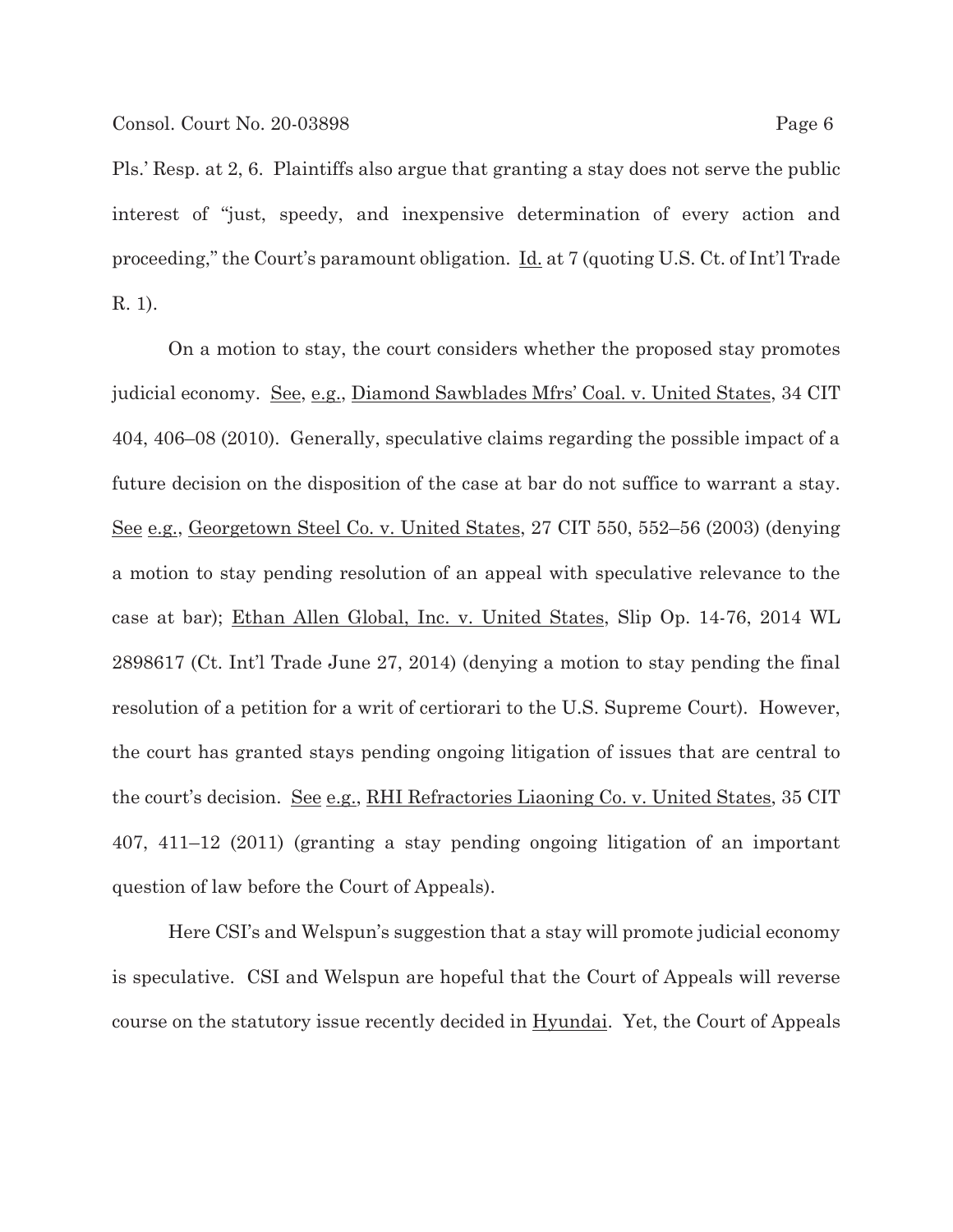Pls.' Resp. at 2, 6. Plaintiffs also argue that granting a stay does not serve the public interest of "just, speedy, and inexpensive determination of every action and proceeding," the Court's paramount obligation. Id. at 7 (quoting U.S. Ct. of Int'l Trade R. 1).

On a motion to stay, the court considers whether the proposed stay promotes judicial economy. See, e.g., Diamond Sawblades Mfrs' Coal. v. United States, 34 CIT 404, 406–08 (2010). Generally, speculative claims regarding the possible impact of a future decision on the disposition of the case at bar do not suffice to warrant a stay. See e.g., Georgetown Steel Co. v. United States, 27 CIT 550, 552–56 (2003) (denying a motion to stay pending resolution of an appeal with speculative relevance to the case at bar); Ethan Allen Global, Inc. v. United States, Slip Op. 14-76, 2014 WL 2898617 (Ct. Int'l Trade June 27, 2014) (denying a motion to stay pending the final resolution of a petition for a writ of certiorari to the U.S. Supreme Court). However, the court has granted stays pending ongoing litigation of issues that are central to the court's decision. See e.g., RHI Refractories Liaoning Co. v. United States, 35 CIT 407, 411–12 (2011) (granting a stay pending ongoing litigation of an important question of law before the Court of Appeals).

Here CSI's and Welspun's suggestion that a stay will promote judicial economy is speculative. CSI and Welspun are hopeful that the Court of Appeals will reverse course on the statutory issue recently decided in Hyundai. Yet, the Court of Appeals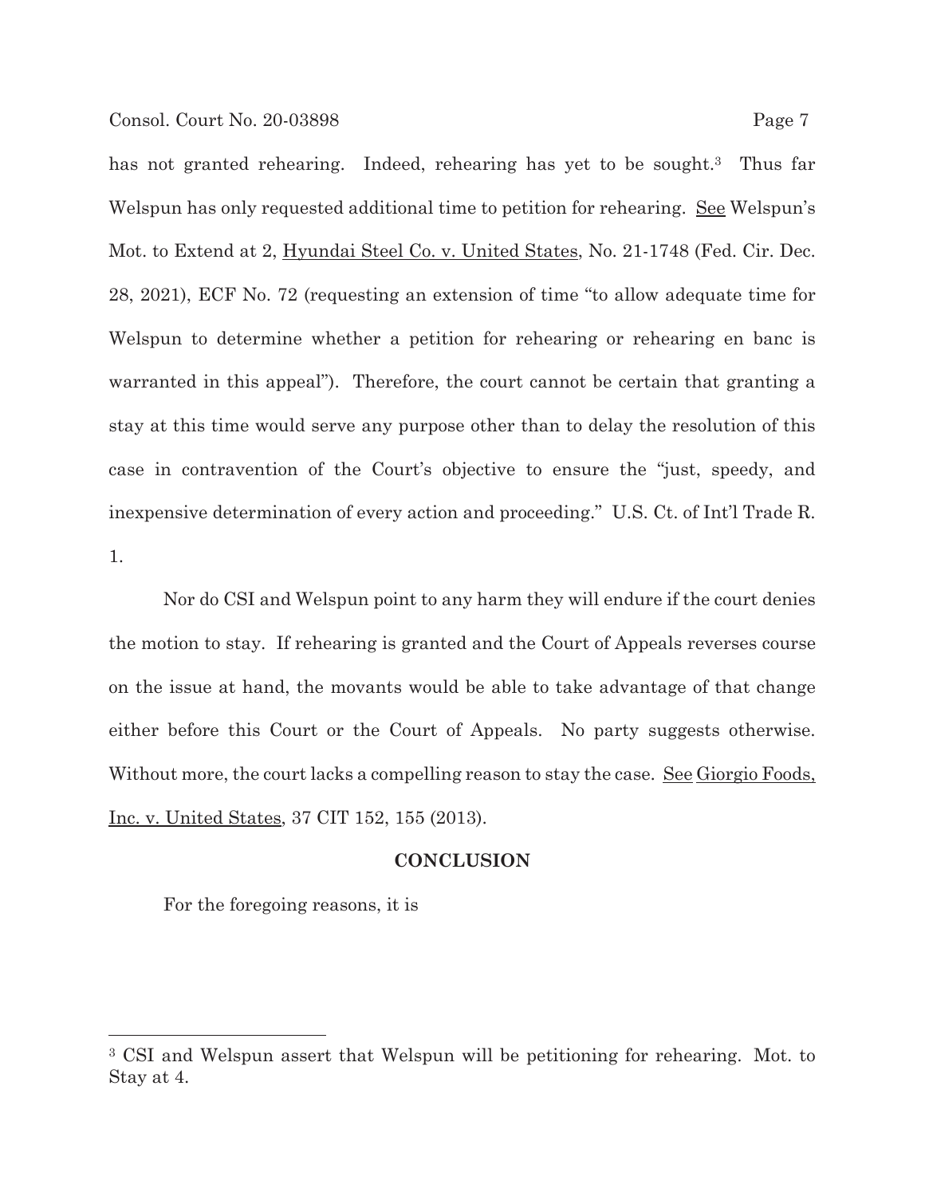has not granted rehearing. Indeed, rehearing has yet to be sought.[3] Thus far Welspun has only requested additional time to petition for rehearing. See Welspun's Mot. to Extend at 2, Hyundai Steel Co. v. United States, No. 21-1748 (Fed. Cir. Dec. 28, 2021), ECF No. 72 (requesting an extension of time "to allow adequate time for Welspun to determine whether a petition for rehearing or rehearing en banc is warranted in this appeal"). Therefore, the court cannot be certain that granting a stay at this time would serve any purpose other than to delay the resolution of this case in contravention of the Court's objective to ensure the "just, speedy, and inexpensive determination of every action and proceeding." U.S. Ct. of Int'l Trade R. 1.

Nor do CSI and Welspun point to any harm they will endure if the court denies the motion to stay. If rehearing is granted and the Court of Appeals reverses course on the issue at hand, the movants would be able to take advantage of that change either before this Court or the Court of Appeals. No party suggests otherwise. Without more, the court lacks a compelling reason to stay the case. See Giorgio Foods, Inc. v. United States, 37 CIT 152, 155 (2013).

## CONCLUSION

For the foregoing reasons, it is

---

[3] CSI and Welspun assert that Welspun will be petitioning for rehearing. Mot. to Stay at 4.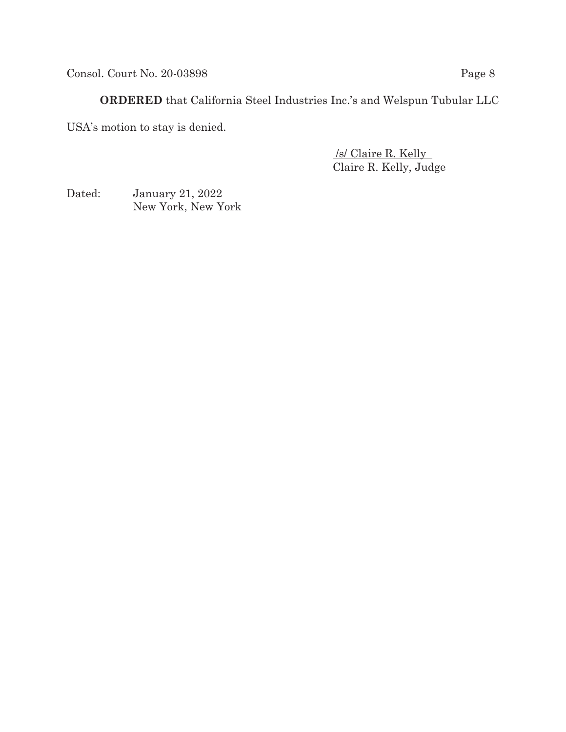**ORDERED** that California Steel Industries Inc.'s and Welspun Tubular LLC USA's motion to stay is denied.

/s/ Claire R. Kelly
Claire R. Kelly, Judge

Dated: January 21, 2022
New York, New York